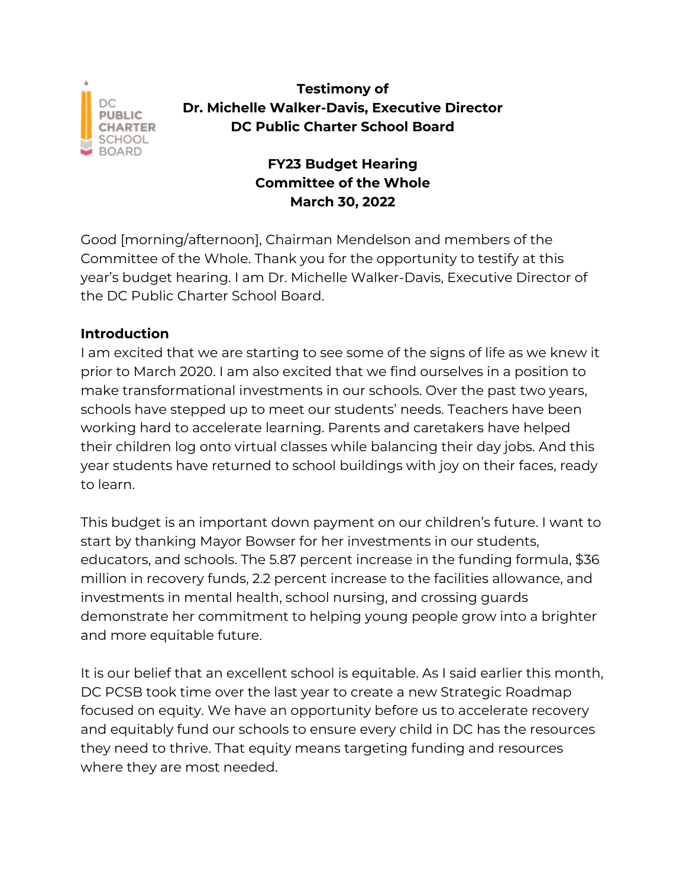**Testimony of**
**Dr. Michelle Walker-Davis, Executive Director**
**DC Public Charter School Board**

**FY23 Budget Hearing**
**Committee of the Whole**
**March 30, 2022**

Good [morning/afternoon], Chairman Mendelson and members of the Committee of the Whole. Thank you for the opportunity to testify at this year's budget hearing. I am Dr. Michelle Walker-Davis, Executive Director of the DC Public Charter School Board.

**Introduction**

I am excited that we are starting to see some of the signs of life as we knew it prior to March 2020. I am also excited that we find ourselves in a position to make transformational investments in our schools. Over the past two years, schools have stepped up to meet our students' needs. Teachers have been working hard to accelerate learning. Parents and caretakers have helped their children log onto virtual classes while balancing their day jobs. And this year students have returned to school buildings with joy on their faces, ready to learn.

This budget is an important down payment on our children's future. I want to start by thanking Mayor Bowser for her investments in our students, educators, and schools. The 5.87 percent increase in the funding formula, $36 million in recovery funds, 2.2 percent increase to the facilities allowance, and investments in mental health, school nursing, and crossing guards demonstrate her commitment to helping young people grow into a brighter and more equitable future.

It is our belief that an excellent school is equitable. As I said earlier this month, DC PCSB took time over the last year to create a new Strategic Roadmap focused on equity. We have an opportunity before us to accelerate recovery and equitably fund our schools to ensure every child in DC has the resources they need to thrive. That equity means targeting funding and resources where they are most needed.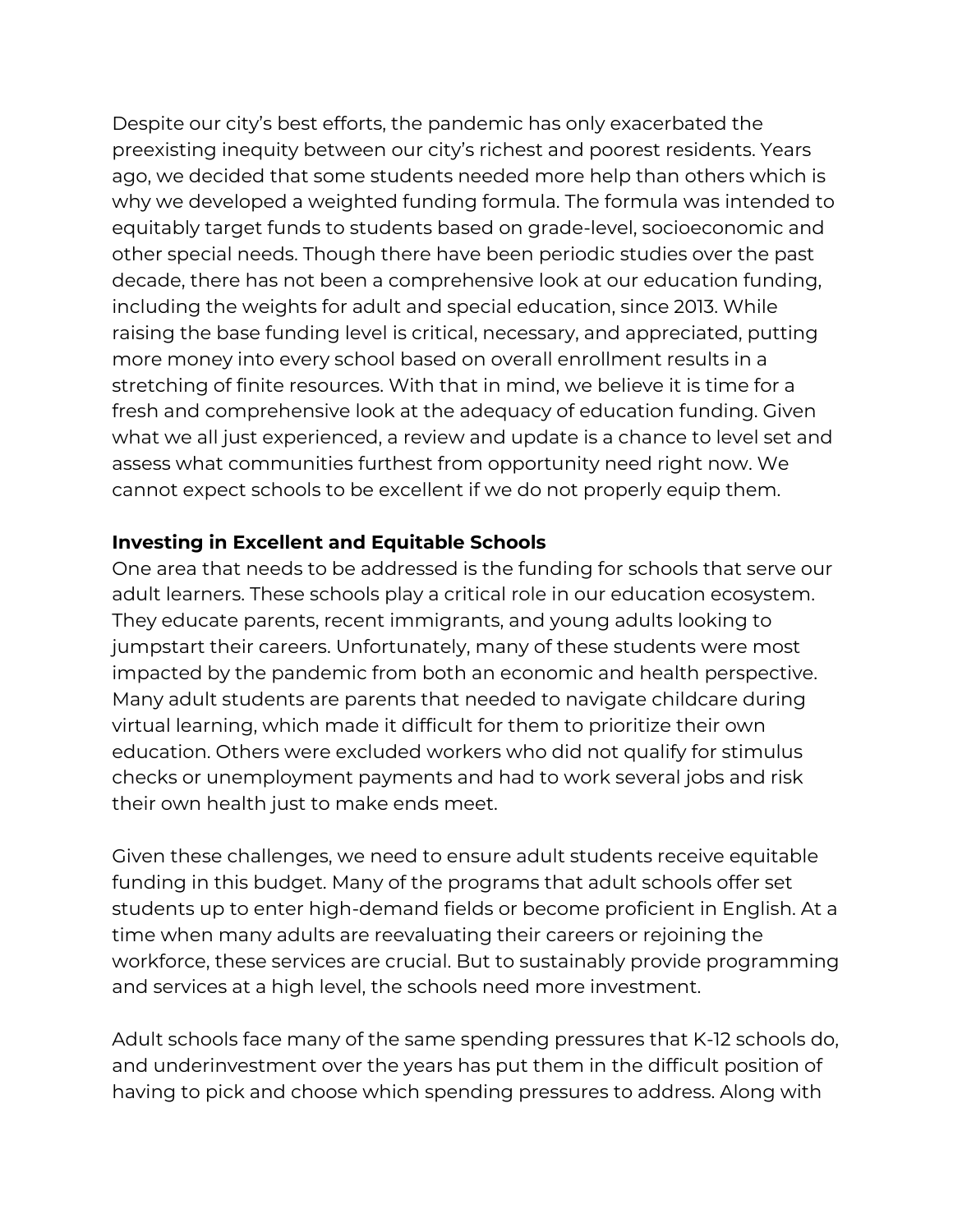Despite our city's best efforts, the pandemic has only exacerbated the preexisting inequity between our city's richest and poorest residents. Years ago, we decided that some students needed more help than others which is why we developed a weighted funding formula. The formula was intended to equitably target funds to students based on grade-level, socioeconomic and other special needs. Though there have been periodic studies over the past decade, there has not been a comprehensive look at our education funding, including the weights for adult and special education, since 2013. While raising the base funding level is critical, necessary, and appreciated, putting more money into every school based on overall enrollment results in a stretching of finite resources. With that in mind, we believe it is time for a fresh and comprehensive look at the adequacy of education funding. Given what we all just experienced, a review and update is a chance to level set and assess what communities furthest from opportunity need right now. We cannot expect schools to be excellent if we do not properly equip them.

**Investing in Excellent and Equitable Schools**

One area that needs to be addressed is the funding for schools that serve our adult learners. These schools play a critical role in our education ecosystem. They educate parents, recent immigrants, and young adults looking to jumpstart their careers. Unfortunately, many of these students were most impacted by the pandemic from both an economic and health perspective. Many adult students are parents that needed to navigate childcare during virtual learning, which made it difficult for them to prioritize their own education. Others were excluded workers who did not qualify for stimulus checks or unemployment payments and had to work several jobs and risk their own health just to make ends meet.

Given these challenges, we need to ensure adult students receive equitable funding in this budget. Many of the programs that adult schools offer set students up to enter high-demand fields or become proficient in English. At a time when many adults are reevaluating their careers or rejoining the workforce, these services are crucial. But to sustainably provide programming and services at a high level, the schools need more investment.

Adult schools face many of the same spending pressures that K-12 schools do, and underinvestment over the years has put them in the difficult position of having to pick and choose which spending pressures to address. Along with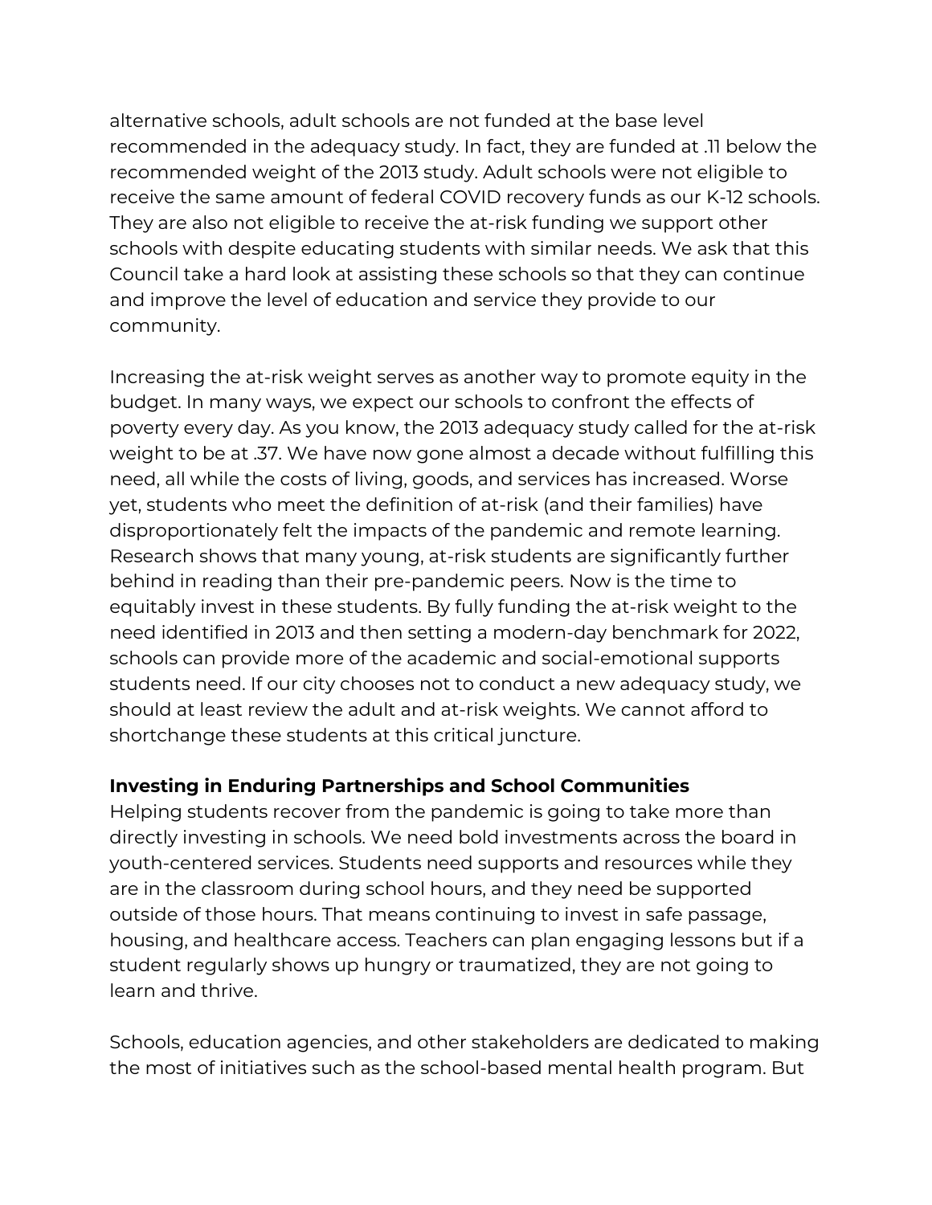alternative schools, adult schools are not funded at the base level recommended in the adequacy study. In fact, they are funded at .11 below the recommended weight of the 2013 study. Adult schools were not eligible to receive the same amount of federal COVID recovery funds as our K-12 schools. They are also not eligible to receive the at-risk funding we support other schools with despite educating students with similar needs. We ask that this Council take a hard look at assisting these schools so that they can continue and improve the level of education and service they provide to our community.

Increasing the at-risk weight serves as another way to promote equity in the budget. In many ways, we expect our schools to confront the effects of poverty every day. As you know, the 2013 adequacy study called for the at-risk weight to be at .37. We have now gone almost a decade without fulfilling this need, all while the costs of living, goods, and services has increased. Worse yet, students who meet the definition of at-risk (and their families) have disproportionately felt the impacts of the pandemic and remote learning. Research shows that many young, at-risk students are significantly further behind in reading than their pre-pandemic peers. Now is the time to equitably invest in these students. By fully funding the at-risk weight to the need identified in 2013 and then setting a modern-day benchmark for 2022, schools can provide more of the academic and social-emotional supports students need. If our city chooses not to conduct a new adequacy study, we should at least review the adult and at-risk weights. We cannot afford to shortchange these students at this critical juncture.

**Investing in Enduring Partnerships and School Communities**

Helping students recover from the pandemic is going to take more than directly investing in schools. We need bold investments across the board in youth-centered services. Students need supports and resources while they are in the classroom during school hours, and they need be supported outside of those hours. That means continuing to invest in safe passage, housing, and healthcare access. Teachers can plan engaging lessons but if a student regularly shows up hungry or traumatized, they are not going to learn and thrive.

Schools, education agencies, and other stakeholders are dedicated to making the most of initiatives such as the school-based mental health program. But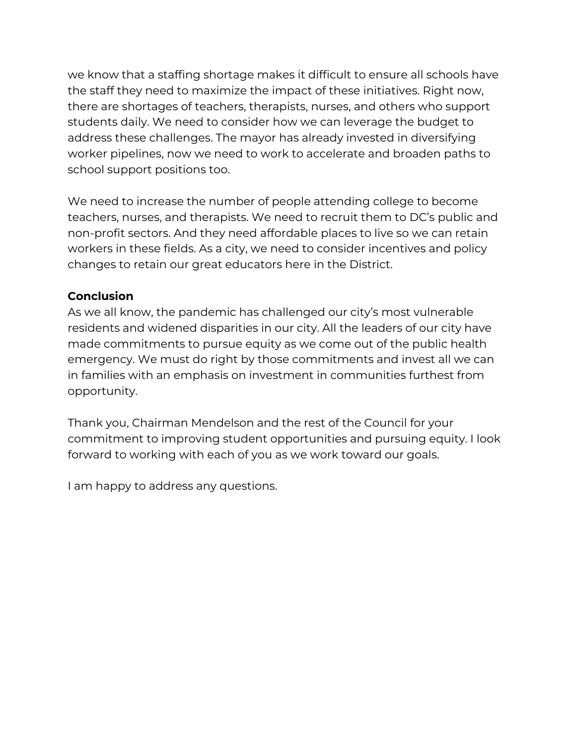we know that a staffing shortage makes it difficult to ensure all schools have the staff they need to maximize the impact of these initiatives. Right now, there are shortages of teachers, therapists, nurses, and others who support students daily. We need to consider how we can leverage the budget to address these challenges. The mayor has already invested in diversifying worker pipelines, now we need to work to accelerate and broaden paths to school support positions too.

We need to increase the number of people attending college to become teachers, nurses, and therapists. We need to recruit them to DC's public and non-profit sectors. And they need affordable places to live so we can retain workers in these fields. As a city, we need to consider incentives and policy changes to retain our great educators here in the District.

**Conclusion**

As we all know, the pandemic has challenged our city's most vulnerable residents and widened disparities in our city. All the leaders of our city have made commitments to pursue equity as we come out of the public health emergency. We must do right by those commitments and invest all we can in families with an emphasis on investment in communities furthest from opportunity.

Thank you, Chairman Mendelson and the rest of the Council for your commitment to improving student opportunities and pursuing equity. I look forward to working with each of you as we work toward our goals.

I am happy to address any questions.